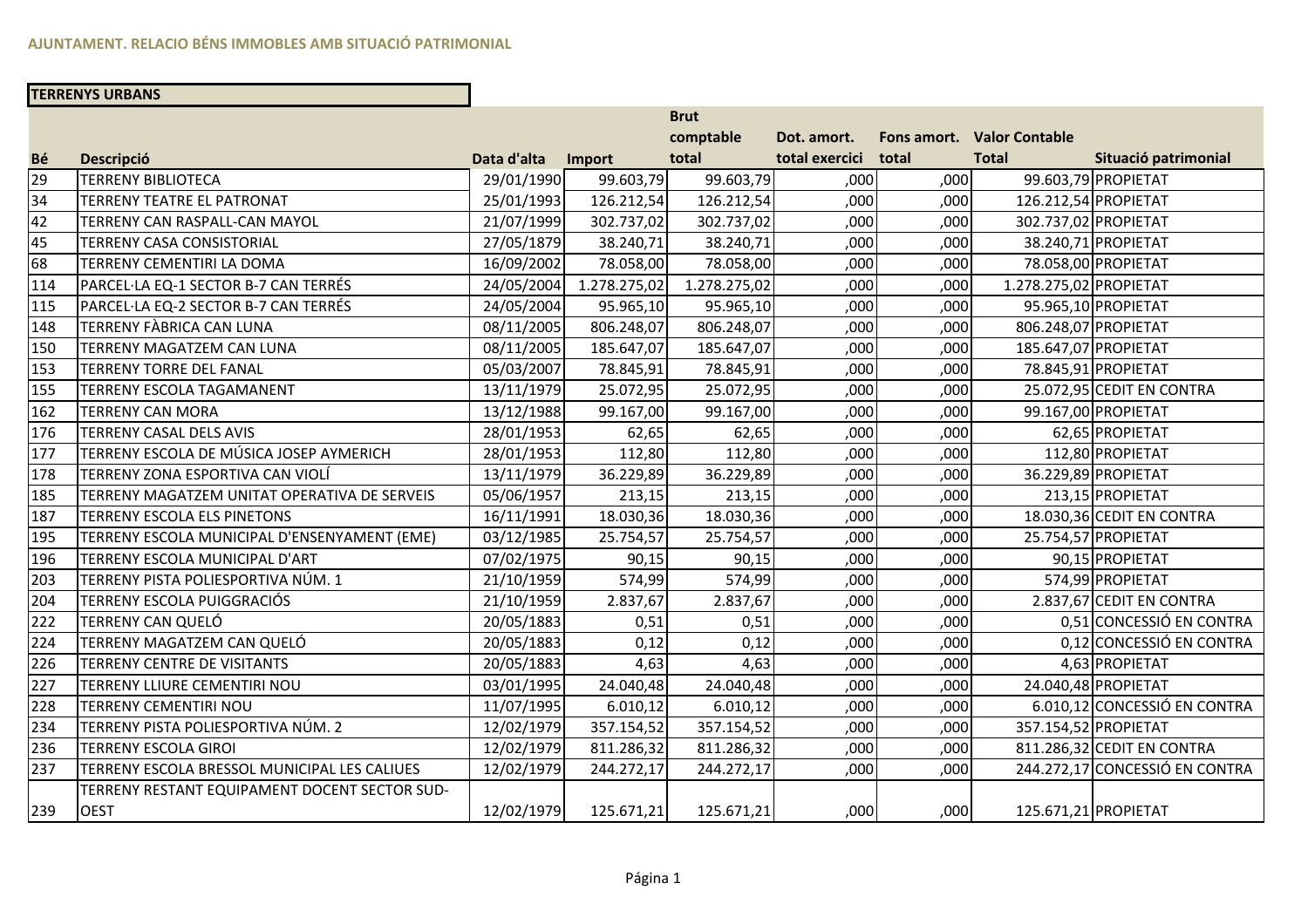**AJUNTAMENT. RELACIO BÉNS IMMOBLES AMB SITUACIÓ PATRIMONIAL**

**TERRENYS URBANS**

| Bé | Descripció | Data d'alta | Import | Brut comptable total | Dot. amort. total exercici | Fons amort. total | Valor Contable Total | Situació patrimonial |
|---|---|---|---|---|---|---|---|---|
| 29 | TERRENY BIBLIOTECA | 29/01/1990 | 99.603,79 | 99.603,79 | ,000 | ,000 | 99.603,79 | PROPIETAT |
| 34 | TERRENY TEATRE EL PATRONAT | 25/01/1993 | 126.212,54 | 126.212,54 | ,000 | ,000 | 126.212,54 | PROPIETAT |
| 42 | TERRENY CAN RASPALL-CAN MAYOL | 21/07/1999 | 302.737,02 | 302.737,02 | ,000 | ,000 | 302.737,02 | PROPIETAT |
| 45 | TERRENY CASA CONSISTORIAL | 27/05/1879 | 38.240,71 | 38.240,71 | ,000 | ,000 | 38.240,71 | PROPIETAT |
| 68 | TERRENY CEMENTIRI LA DOMA | 16/09/2002 | 78.058,00 | 78.058,00 | ,000 | ,000 | 78.058,00 | PROPIETAT |
| 114 | PARCEL·LA EQ-1 SECTOR B-7 CAN TERRÉS | 24/05/2004 | 1.278.275,02 | 1.278.275,02 | ,000 | ,000 | 1.278.275,02 | PROPIETAT |
| 115 | PARCEL·LA EQ-2 SECTOR B-7 CAN TERRÉS | 24/05/2004 | 95.965,10 | 95.965,10 | ,000 | ,000 | 95.965,10 | PROPIETAT |
| 148 | TERRENY FÀBRICA CAN LUNA | 08/11/2005 | 806.248,07 | 806.248,07 | ,000 | ,000 | 806.248,07 | PROPIETAT |
| 150 | TERRENY MAGATZEM CAN LUNA | 08/11/2005 | 185.647,07 | 185.647,07 | ,000 | ,000 | 185.647,07 | PROPIETAT |
| 153 | TERRENY TORRE DEL FANAL | 05/03/2007 | 78.845,91 | 78.845,91 | ,000 | ,000 | 78.845,91 | PROPIETAT |
| 155 | TERRENY ESCOLA TAGAMANENT | 13/11/1979 | 25.072,95 | 25.072,95 | ,000 | ,000 | 25.072,95 | CEDIT EN CONTRA |
| 162 | TERRENY CAN MORA | 13/12/1988 | 99.167,00 | 99.167,00 | ,000 | ,000 | 99.167,00 | PROPIETAT |
| 176 | TERRENY CASAL DELS AVIS | 28/01/1953 | 62,65 | 62,65 | ,000 | ,000 | 62,65 | PROPIETAT |
| 177 | TERRENY ESCOLA DE MÚSICA JOSEP AYMERICH | 28/01/1953 | 112,80 | 112,80 | ,000 | ,000 | 112,80 | PROPIETAT |
| 178 | TERRENY ZONA ESPORTIVA CAN VIOLÍ | 13/11/1979 | 36.229,89 | 36.229,89 | ,000 | ,000 | 36.229,89 | PROPIETAT |
| 185 | TERRENY MAGATZEM UNITAT OPERATIVA DE SERVEIS | 05/06/1957 | 213,15 | 213,15 | ,000 | ,000 | 213,15 | PROPIETAT |
| 187 | TERRENY ESCOLA ELS PINETONS | 16/11/1991 | 18.030,36 | 18.030,36 | ,000 | ,000 | 18.030,36 | CEDIT EN CONTRA |
| 195 | TERRENY ESCOLA MUNICIPAL D'ENSENYAMENT (EME) | 03/12/1985 | 25.754,57 | 25.754,57 | ,000 | ,000 | 25.754,57 | PROPIETAT |
| 196 | TERRENY ESCOLA MUNICIPAL D'ART | 07/02/1975 | 90,15 | 90,15 | ,000 | ,000 | 90,15 | PROPIETAT |
| 203 | TERRENY PISTA POLIESPORTIVA NÚM. 1 | 21/10/1959 | 574,99 | 574,99 | ,000 | ,000 | 574,99 | PROPIETAT |
| 204 | TERRENY ESCOLA PUIGGRACIÓS | 21/10/1959 | 2.837,67 | 2.837,67 | ,000 | ,000 | 2.837,67 | CEDIT EN CONTRA |
| 222 | TERRENY CAN QUELÓ | 20/05/1883 | 0,51 | 0,51 | ,000 | ,000 | 0,51 | CONCESSIÓ EN CONTRA |
| 224 | TERRENY MAGATZEM CAN QUELÓ | 20/05/1883 | 0,12 | 0,12 | ,000 | ,000 | 0,12 | CONCESSIÓ EN CONTRA |
| 226 | TERRENY CENTRE DE VISITANTS | 20/05/1883 | 4,63 | 4,63 | ,000 | ,000 | 4,63 | PROPIETAT |
| 227 | TERRENY LLIURE CEMENTIRI NOU | 03/01/1995 | 24.040,48 | 24.040,48 | ,000 | ,000 | 24.040,48 | PROPIETAT |
| 228 | TERRENY CEMENTIRI NOU | 11/07/1995 | 6.010,12 | 6.010,12 | ,000 | ,000 | 6.010,12 | CONCESSIÓ EN CONTRA |
| 234 | TERRENY PISTA POLIESPORTIVA NÚM. 2 | 12/02/1979 | 357.154,52 | 357.154,52 | ,000 | ,000 | 357.154,52 | PROPIETAT |
| 236 | TERRENY ESCOLA GIROI | 12/02/1979 | 811.286,32 | 811.286,32 | ,000 | ,000 | 811.286,32 | CEDIT EN CONTRA |
| 237 | TERRENY ESCOLA BRESSOL MUNICIPAL LES CALIUES | 12/02/1979 | 244.272,17 | 244.272,17 | ,000 | ,000 | 244.272,17 | CONCESSIÓ EN CONTRA |
| 239 | TERRENY RESTANT EQUIPAMENT DOCENT SECTOR SUD-OEST | 12/02/1979 | 125.671,21 | 125.671,21 | ,000 | ,000 | 125.671,21 | PROPIETAT |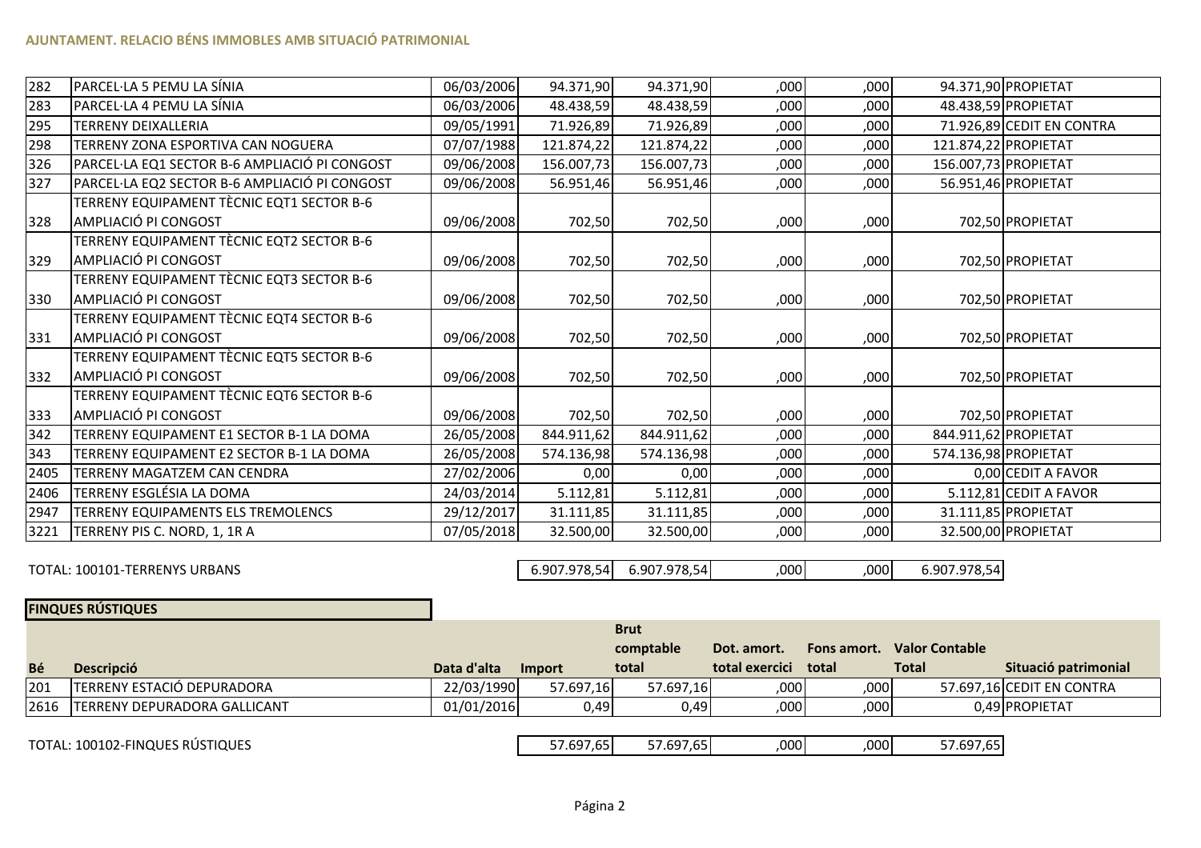**AJUNTAMENT. RELACIO BÉNS IMMOBLES AMB SITUACIÓ PATRIMONIAL**

| Bé | Descripció | Data d'alta | Import | Brut comptable total | Dot. amort. total exercici | Fons amort. total | Valor Contable Total | Situació patrimonial |
|---|---|---|---|---|---|---|---|---|
| 282 | PARCEL·LA 5 PEMU LA SÍNIA | 06/03/2006 | 94.371,90 | 94.371,90 | ,000 | ,000 | 94.371,90 | PROPIETAT |
| 283 | PARCEL·LA 4 PEMU LA SÍNIA | 06/03/2006 | 48.438,59 | 48.438,59 | ,000 | ,000 | 48.438,59 | PROPIETAT |
| 295 | TERRENY DEIXALLERIA | 09/05/1991 | 71.926,89 | 71.926,89 | ,000 | ,000 | 71.926,89 | CEDIT EN CONTRA |
| 298 | TERRENY ZONA ESPORTIVA CAN NOGUERA | 07/07/1988 | 121.874,22 | 121.874,22 | ,000 | ,000 | 121.874,22 | PROPIETAT |
| 326 | PARCEL·LA EQ1 SECTOR B-6 AMPLIACIÓ PI CONGOST | 09/06/2008 | 156.007,73 | 156.007,73 | ,000 | ,000 | 156.007,73 | PROPIETAT |
| 327 | PARCEL·LA EQ2 SECTOR B-6 AMPLIACIÓ PI CONGOST | 09/06/2008 | 56.951,46 | 56.951,46 | ,000 | ,000 | 56.951,46 | PROPIETAT |
| 328 | TERRENY EQUIPAMENT TÈCNIC EQT1 SECTOR B-6 AMPLIACIÓ PI CONGOST | 09/06/2008 | 702,50 | 702,50 | ,000 | ,000 | 702,50 | PROPIETAT |
| 329 | TERRENY EQUIPAMENT TÈCNIC EQT2 SECTOR B-6 AMPLIACIÓ PI CONGOST | 09/06/2008 | 702,50 | 702,50 | ,000 | ,000 | 702,50 | PROPIETAT |
| 330 | TERRENY EQUIPAMENT TÈCNIC EQT3 SECTOR B-6 AMPLIACIÓ PI CONGOST | 09/06/2008 | 702,50 | 702,50 | ,000 | ,000 | 702,50 | PROPIETAT |
| 331 | TERRENY EQUIPAMENT TÈCNIC EQT4 SECTOR B-6 AMPLIACIÓ PI CONGOST | 09/06/2008 | 702,50 | 702,50 | ,000 | ,000 | 702,50 | PROPIETAT |
| 332 | TERRENY EQUIPAMENT TÈCNIC EQT5 SECTOR B-6 AMPLIACIÓ PI CONGOST | 09/06/2008 | 702,50 | 702,50 | ,000 | ,000 | 702,50 | PROPIETAT |
| 333 | TERRENY EQUIPAMENT TÈCNIC EQT6 SECTOR B-6 AMPLIACIÓ PI CONGOST | 09/06/2008 | 702,50 | 702,50 | ,000 | ,000 | 702,50 | PROPIETAT |
| 342 | TERRENY EQUIPAMENT E1 SECTOR B-1 LA DOMA | 26/05/2008 | 844.911,62 | 844.911,62 | ,000 | ,000 | 844.911,62 | PROPIETAT |
| 343 | TERRENY EQUIPAMENT E2 SECTOR B-1 LA DOMA | 26/05/2008 | 574.136,98 | 574.136,98 | ,000 | ,000 | 574.136,98 | PROPIETAT |
| 2405 | TERRENY MAGATZEM CAN CENDRA | 27/02/2006 | 0,00 | 0,00 | ,000 | ,000 | 0,00 | CEDIT A FAVOR |
| 2406 | TERRENY ESGLÉSIA LA DOMA | 24/03/2014 | 5.112,81 | 5.112,81 | ,000 | ,000 | 5.112,81 | CEDIT A FAVOR |
| 2947 | TERRENY EQUIPAMENTS ELS TREMOLENCS | 29/12/2017 | 31.111,85 | 31.111,85 | ,000 | ,000 | 31.111,85 | PROPIETAT |
| 3221 | TERRENY PIS C. NORD, 1, 1R A | 07/05/2018 | 32.500,00 | 32.500,00 | ,000 | ,000 | 32.500,00 | PROPIETAT |

| TOTAL: 100101-TERRENYS URBANS | Import | Brut comptable total | Dot. amort. total exercici | Fons amort. total | Valor Contable Total |
|---|---|---|---|---|---|
| | 6.907.978,54 | 6.907.978,54 | ,000 | ,000 | 6.907.978,54 |

**FINQUES RÚSTIQUES**

| Bé | Descripció | Data d'alta | Import | Brut comptable total | Dot. amort. total exercici | Fons amort. total | Valor Contable Total | Situació patrimonial |
|---|---|---|---|---|---|---|---|---|
| 201 | TERRENY ESTACIÓ DEPURADORA | 22/03/1990 | 57.697,16 | 57.697,16 | ,000 | ,000 | 57.697,16 | CEDIT EN CONTRA |
| 2616 | TERRENY DEPURADORA GALLICANT | 01/01/2016 | 0,49 | 0,49 | ,000 | ,000 | 0,49 | PROPIETAT |

| TOTAL: 100102-FINQUES RÚSTIQUES | Import | Brut comptable total | Dot. amort. total exercici | Fons amort. total | Valor Contable Total |
|---|---|---|---|---|---|
| | 57.697,65 | 57.697,65 | ,000 | ,000 | 57.697,65 |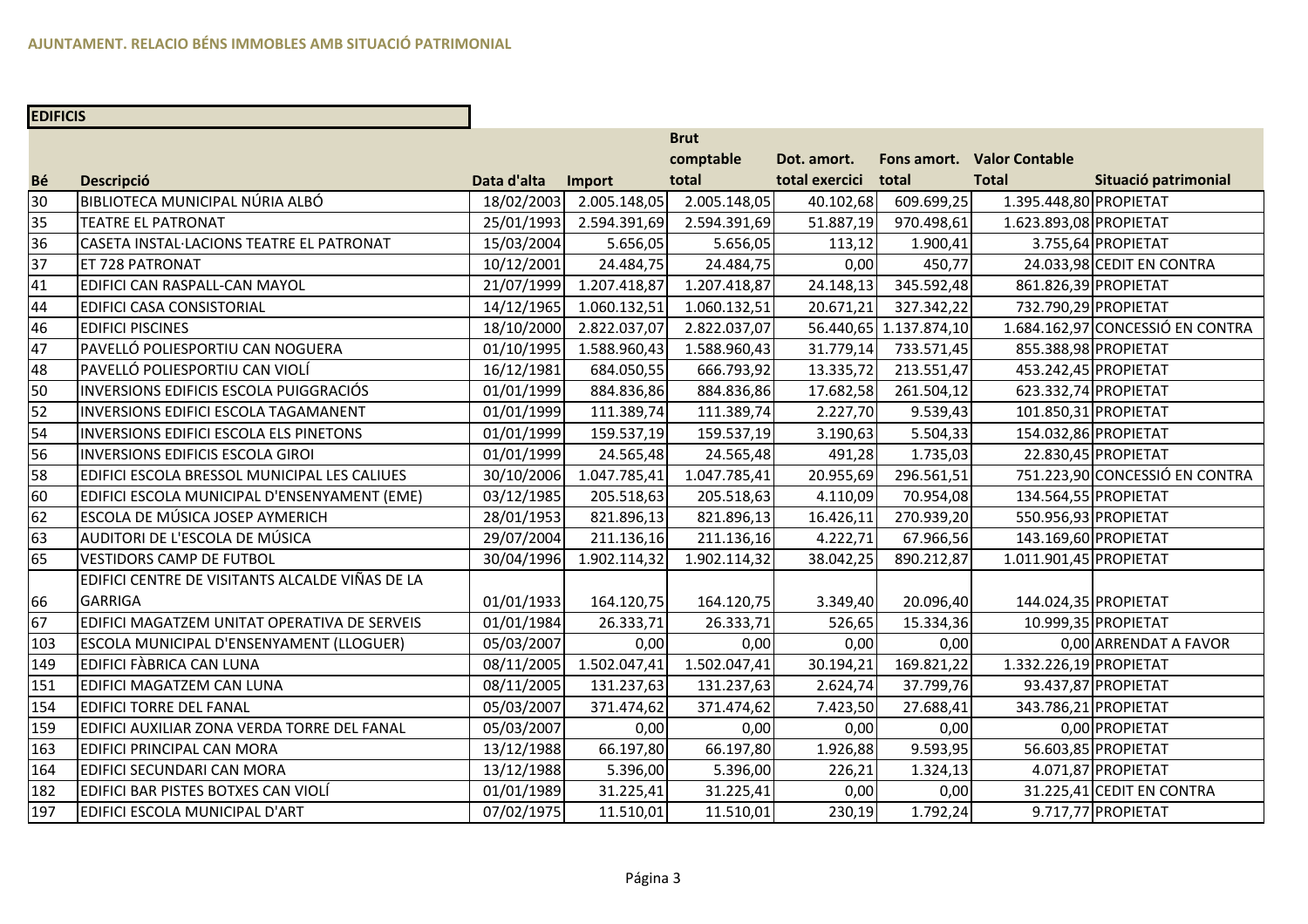**AJUNTAMENT. RELACIO BÉNS IMMOBLES AMB SITUACIÓ PATRIMONIAL**

**EDIFICIS**

| Bé | Descripció | Data d'alta | Import | Brut comptable total | Dot. amort. total exercici | Fons amort. total | Valor Contable Total | Situació patrimonial |
|---|---|---|---|---|---|---|---|---|
| 30 | BIBLIOTECA MUNICIPAL NÚRIA ALBÓ | 18/02/2003 | 2.005.148,05 | 2.005.148,05 | 40.102,68 | 609.699,25 | 1.395.448,80 | PROPIETAT |
| 35 | TEATRE EL PATRONAT | 25/01/1993 | 2.594.391,69 | 2.594.391,69 | 51.887,19 | 970.498,61 | 1.623.893,08 | PROPIETAT |
| 36 | CASETA INSTAL·LACIONS TEATRE EL PATRONAT | 15/03/2004 | 5.656,05 | 5.656,05 | 113,12 | 1.900,41 | 3.755,64 | PROPIETAT |
| 37 | ET 728 PATRONAT | 10/12/2001 | 24.484,75 | 24.484,75 | 0,00 | 450,77 | 24.033,98 | CEDIT EN CONTRA |
| 41 | EDIFICI CAN RASPALL-CAN MAYOL | 21/07/1999 | 1.207.418,87 | 1.207.418,87 | 24.148,13 | 345.592,48 | 861.826,39 | PROPIETAT |
| 44 | EDIFICI CASA CONSISTORIAL | 14/12/1965 | 1.060.132,51 | 1.060.132,51 | 20.671,21 | 327.342,22 | 732.790,29 | PROPIETAT |
| 46 | EDIFICI PISCINES | 18/10/2000 | 2.822.037,07 | 2.822.037,07 | 56.440,65 | 1.137.874,10 | 1.684.162,97 | CONCESSIÓ EN CONTRA |
| 47 | PAVELLÓ POLIESPORTIU CAN NOGUERA | 01/10/1995 | 1.588.960,43 | 1.588.960,43 | 31.779,14 | 733.571,45 | 855.388,98 | PROPIETAT |
| 48 | PAVELLÓ POLIESPORTIU CAN VIOLÍ | 16/12/1981 | 684.050,55 | 666.793,92 | 13.335,72 | 213.551,47 | 453.242,45 | PROPIETAT |
| 50 | INVERSIONS EDIFICIS ESCOLA PUIGGRACIÓS | 01/01/1999 | 884.836,86 | 884.836,86 | 17.682,58 | 261.504,12 | 623.332,74 | PROPIETAT |
| 52 | INVERSIONS EDIFICI ESCOLA TAGAMANENT | 01/01/1999 | 111.389,74 | 111.389,74 | 2.227,70 | 9.539,43 | 101.850,31 | PROPIETAT |
| 54 | INVERSIONS EDIFICI ESCOLA ELS PINETONS | 01/01/1999 | 159.537,19 | 159.537,19 | 3.190,63 | 5.504,33 | 154.032,86 | PROPIETAT |
| 56 | INVERSIONS EDIFICIS ESCOLA GIROI | 01/01/1999 | 24.565,48 | 24.565,48 | 491,28 | 1.735,03 | 22.830,45 | PROPIETAT |
| 58 | EDIFICI ESCOLA BRESSOL MUNICIPAL LES CALIUES | 30/10/2006 | 1.047.785,41 | 1.047.785,41 | 20.955,69 | 296.561,51 | 751.223,90 | CONCESSIÓ EN CONTRA |
| 60 | EDIFICI ESCOLA MUNICIPAL D'ENSENYAMENT (EME) | 03/12/1985 | 205.518,63 | 205.518,63 | 4.110,09 | 70.954,08 | 134.564,55 | PROPIETAT |
| 62 | ESCOLA DE MÚSICA JOSEP AYMERICH | 28/01/1953 | 821.896,13 | 821.896,13 | 16.426,11 | 270.939,20 | 550.956,93 | PROPIETAT |
| 63 | AUDITORI DE L'ESCOLA DE MÚSICA | 29/07/2004 | 211.136,16 | 211.136,16 | 4.222,71 | 67.966,56 | 143.169,60 | PROPIETAT |
| 65 | VESTIDORS CAMP DE FUTBOL | 30/04/1996 | 1.902.114,32 | 1.902.114,32 | 38.042,25 | 890.212,87 | 1.011.901,45 | PROPIETAT |
| 66 | EDIFICI CENTRE DE VISITANTS ALCALDE VIÑAS DE LA GARRIGA | 01/01/1933 | 164.120,75 | 164.120,75 | 3.349,40 | 20.096,40 | 144.024,35 | PROPIETAT |
| 67 | EDIFICI MAGATZEM UNITAT OPERATIVA DE SERVEIS | 01/01/1984 | 26.333,71 | 26.333,71 | 526,65 | 15.334,36 | 10.999,35 | PROPIETAT |
| 103 | ESCOLA MUNICIPAL D'ENSENYAMENT (LLOGUER) | 05/03/2007 | 0,00 | 0,00 | 0,00 | 0,00 | 0,00 | ARRENDAT A FAVOR |
| 149 | EDIFICI FÀBRICA CAN LUNA | 08/11/2005 | 1.502.047,41 | 1.502.047,41 | 30.194,21 | 169.821,22 | 1.332.226,19 | PROPIETAT |
| 151 | EDIFICI MAGATZEM CAN LUNA | 08/11/2005 | 131.237,63 | 131.237,63 | 2.624,74 | 37.799,76 | 93.437,87 | PROPIETAT |
| 154 | EDIFICI TORRE DEL FANAL | 05/03/2007 | 371.474,62 | 371.474,62 | 7.423,50 | 27.688,41 | 343.786,21 | PROPIETAT |
| 159 | EDIFICI AUXILIAR ZONA VERDA TORRE DEL FANAL | 05/03/2007 | 0,00 | 0,00 | 0,00 | 0,00 | 0,00 | PROPIETAT |
| 163 | EDIFICI PRINCIPAL CAN MORA | 13/12/1988 | 66.197,80 | 66.197,80 | 1.926,88 | 9.593,95 | 56.603,85 | PROPIETAT |
| 164 | EDIFICI SECUNDARI CAN MORA | 13/12/1988 | 5.396,00 | 5.396,00 | 226,21 | 1.324,13 | 4.071,87 | PROPIETAT |
| 182 | EDIFICI BAR PISTES BOTXES CAN VIOLÍ | 01/01/1989 | 31.225,41 | 31.225,41 | 0,00 | 0,00 | 31.225,41 | CEDIT EN CONTRA |
| 197 | EDIFICI ESCOLA MUNICIPAL D'ART | 07/02/1975 | 11.510,01 | 11.510,01 | 230,19 | 1.792,24 | 9.717,77 | PROPIETAT |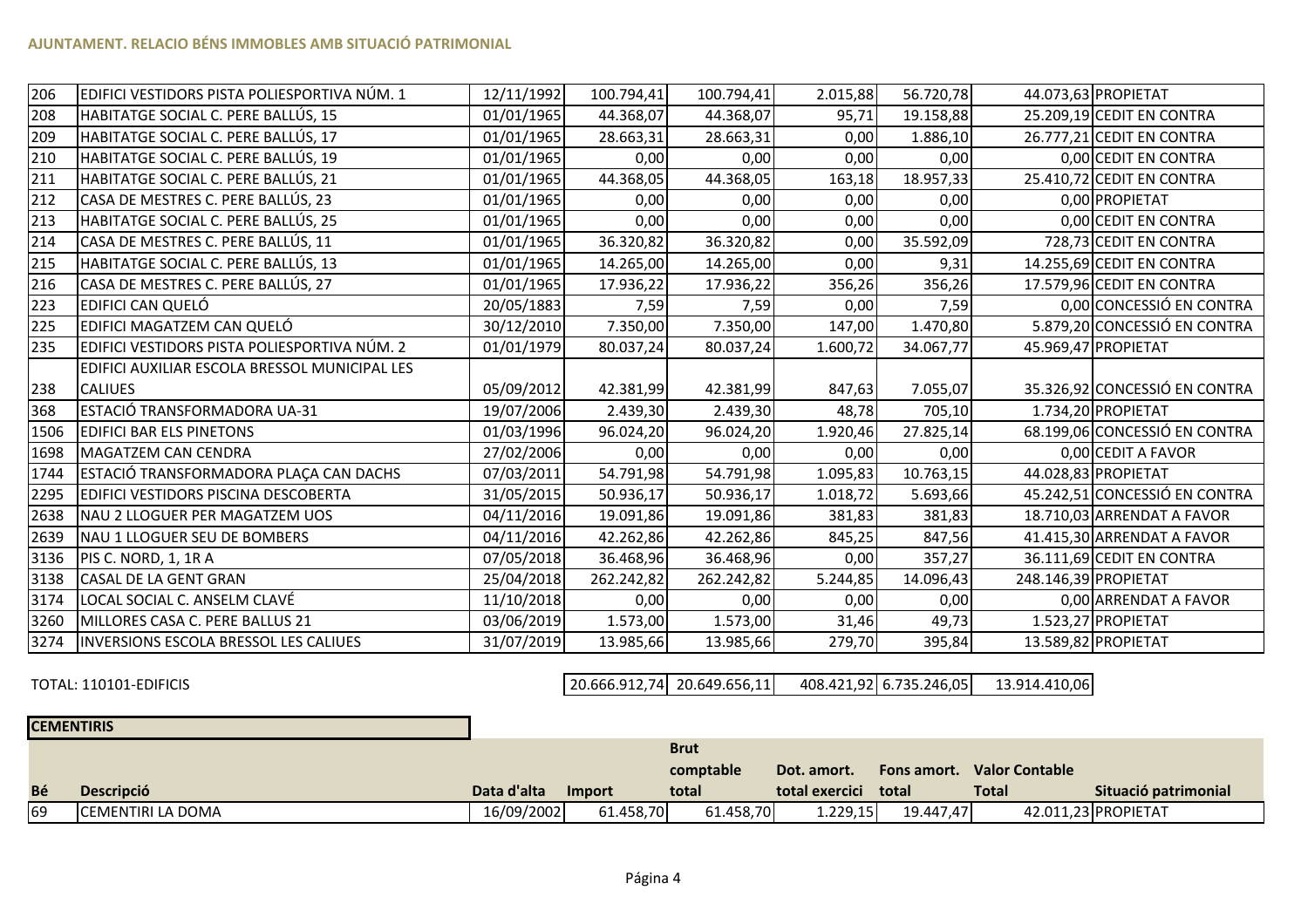**AJUNTAMENT. RELACIO BÉNS IMMOBLES AMB SITUACIÓ PATRIMONIAL**

| | | | | | | | | |
|---|---|---|---|---|---|---|---|---|
| 206 | EDIFICI VESTIDORS PISTA POLIESPORTIVA NÚM. 1 | 12/11/1992 | 100.794,41 | 100.794,41 | 2.015,88 | 56.720,78 | 44.073,63 | PROPIETAT |
| 208 | HABITATGE SOCIAL C. PERE BALLÚS, 15 | 01/01/1965 | 44.368,07 | 44.368,07 | 95,71 | 19.158,88 | 25.209,19 | CEDIT EN CONTRA |
| 209 | HABITATGE SOCIAL C. PERE BALLÚS, 17 | 01/01/1965 | 28.663,31 | 28.663,31 | 0,00 | 1.886,10 | 26.777,21 | CEDIT EN CONTRA |
| 210 | HABITATGE SOCIAL C. PERE BALLÚS, 19 | 01/01/1965 | 0,00 | 0,00 | 0,00 | 0,00 | 0,00 | CEDIT EN CONTRA |
| 211 | HABITATGE SOCIAL C. PERE BALLÚS, 21 | 01/01/1965 | 44.368,05 | 44.368,05 | 163,18 | 18.957,33 | 25.410,72 | CEDIT EN CONTRA |
| 212 | CASA DE MESTRES C. PERE BALLÚS, 23 | 01/01/1965 | 0,00 | 0,00 | 0,00 | 0,00 | 0,00 | PROPIETAT |
| 213 | HABITATGE SOCIAL C. PERE BALLÚS, 25 | 01/01/1965 | 0,00 | 0,00 | 0,00 | 0,00 | 0,00 | CEDIT EN CONTRA |
| 214 | CASA DE MESTRES C. PERE BALLÚS, 11 | 01/01/1965 | 36.320,82 | 36.320,82 | 0,00 | 35.592,09 | 728,73 | CEDIT EN CONTRA |
| 215 | HABITATGE SOCIAL C. PERE BALLÚS, 13 | 01/01/1965 | 14.265,00 | 14.265,00 | 0,00 | 9,31 | 14.255,69 | CEDIT EN CONTRA |
| 216 | CASA DE MESTRES C. PERE BALLÚS, 27 | 01/01/1965 | 17.936,22 | 17.936,22 | 356,26 | 356,26 | 17.579,96 | CEDIT EN CONTRA |
| 223 | EDIFICI CAN QUELÓ | 20/05/1883 | 7,59 | 7,59 | 0,00 | 7,59 | 0,00 | CONCESSIÓ EN CONTRA |
| 225 | EDIFICI MAGATZEM CAN QUELÓ | 30/12/2010 | 7.350,00 | 7.350,00 | 147,00 | 1.470,80 | 5.879,20 | CONCESSIÓ EN CONTRA |
| 235 | EDIFICI VESTIDORS PISTA POLIESPORTIVA NÚM. 2 | 01/01/1979 | 80.037,24 | 80.037,24 | 1.600,72 | 34.067,77 | 45.969,47 | PROPIETAT |
| 238 | EDIFICI AUXILIAR ESCOLA BRESSOL MUNICIPAL LES CALIUES | 05/09/2012 | 42.381,99 | 42.381,99 | 847,63 | 7.055,07 | 35.326,92 | CONCESSIÓ EN CONTRA |
| 368 | ESTACIÓ TRANSFORMADORA UA-31 | 19/07/2006 | 2.439,30 | 2.439,30 | 48,78 | 705,10 | 1.734,20 | PROPIETAT |
| 1506 | EDIFICI BAR ELS PINETONS | 01/03/1996 | 96.024,20 | 96.024,20 | 1.920,46 | 27.825,14 | 68.199,06 | CONCESSIÓ EN CONTRA |
| 1698 | MAGATZEM CAN CENDRA | 27/02/2006 | 0,00 | 0,00 | 0,00 | 0,00 | 0,00 | CEDIT A FAVOR |
| 1744 | ESTACIÓ TRANSFORMADORA PLAÇA CAN DACHS | 07/03/2011 | 54.791,98 | 54.791,98 | 1.095,83 | 10.763,15 | 44.028,83 | PROPIETAT |
| 2295 | EDIFICI VESTIDORS PISCINA DESCOBERTA | 31/05/2015 | 50.936,17 | 50.936,17 | 1.018,72 | 5.693,66 | 45.242,51 | CONCESSIÓ EN CONTRA |
| 2638 | NAU 2 LLOGUER PER MAGATZEM UOS | 04/11/2016 | 19.091,86 | 19.091,86 | 381,83 | 381,83 | 18.710,03 | ARRENDAT A FAVOR |
| 2639 | NAU 1 LLOGUER SEU DE BOMBERS | 04/11/2016 | 42.262,86 | 42.262,86 | 845,25 | 847,56 | 41.415,30 | ARRENDAT A FAVOR |
| 3136 | PIS C. NORD, 1, 1R A | 07/05/2018 | 36.468,96 | 36.468,96 | 0,00 | 357,27 | 36.111,69 | CEDIT EN CONTRA |
| 3138 | CASAL DE LA GENT GRAN | 25/04/2018 | 262.242,82 | 262.242,82 | 5.244,85 | 14.096,43 | 248.146,39 | PROPIETAT |
| 3174 | LOCAL SOCIAL C. ANSELM CLAVÉ | 11/10/2018 | 0,00 | 0,00 | 0,00 | 0,00 | 0,00 | ARRENDAT A FAVOR |
| 3260 | MILLORES CASA C. PERE BALLUS 21 | 03/06/2019 | 1.573,00 | 1.573,00 | 31,46 | 49,73 | 1.523,27 | PROPIETAT |
| 3274 | INVERSIONS ESCOLA BRESSOL LES CALIUES | 31/07/2019 | 13.985,66 | 13.985,66 | 279,70 | 395,84 | 13.589,82 | PROPIETAT |

| | | | | | | | |
|---|---|---|---|---|---|---|---|
| TOTAL: 110101-EDIFICIS | | 20.666.912,74 | 20.649.656,11 | 408.421,92 | 6.735.246,05 | 13.914.410,06 | |

**CEMENTIRIS**

| Bé | Descripció | Data d'alta | Import | Brut comptable total | Dot. amort. total exercici | Fons amort. total | Valor Contable Total | Situació patrimonial |
|---|---|---|---|---|---|---|---|---|
| 69 | CEMENTIRI LA DOMA | 16/09/2002 | 61.458,70 | 61.458,70 | 1.229,15 | 19.447,47 | 42.011,23 | PROPIETAT |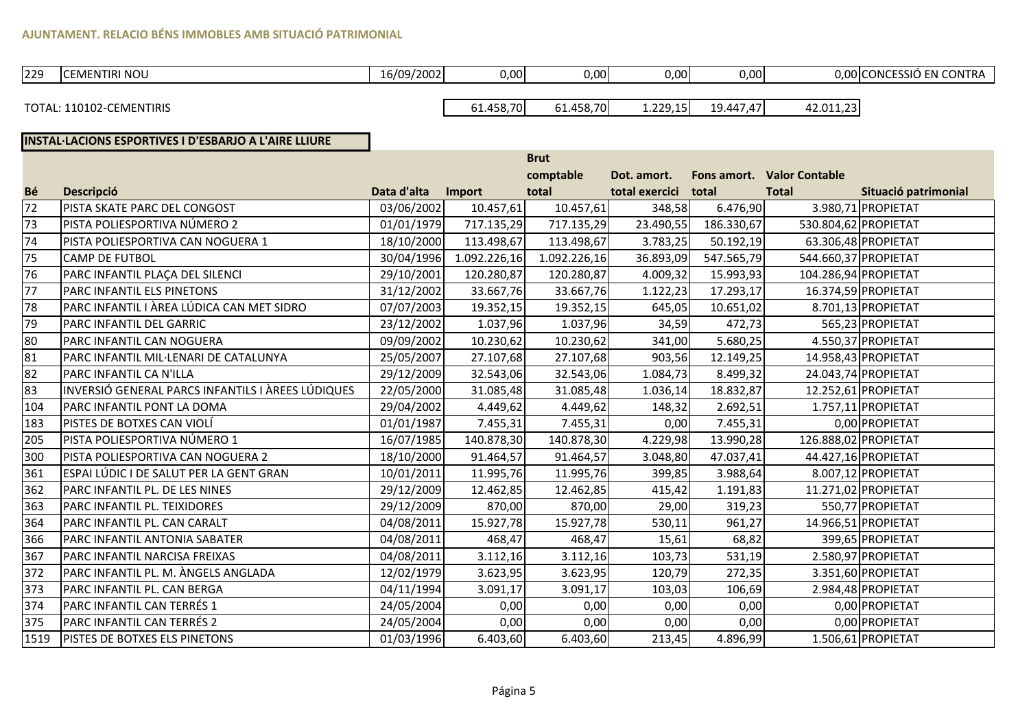| | | | | | | | | |
|---|---|---|---|---|---|---|---|---|
| 229 | CEMENTIRI NOU | 16/09/2002 | 0,00 | 0,00 | 0,00 | 0,00 | 0,00 | CONCESSIÓ EN CONTRA |

| TOTAL: 110102-CEMENTIRIS | | | 61.458,70 | 61.458,70 | 1.229,15 | 19.447,47 | 42.011,23 | |
|---|---|---|---|---|---|---|---|---|

## INSTAL·LACIONS ESPORTIVES I D'ESBARJO A L'AIRE LLIURE

| Bé | Descripció | Data d'alta | Import | Brut comptable total | Dot. amort. total exercici | Fons amort. total | Valor Contable Total | Situació patrimonial |
|---|---|---|---|---|---|---|---|---|
| 72 | PISTA SKATE PARC DEL CONGOST | 03/06/2002 | 10.457,61 | 10.457,61 | 348,58 | 6.476,90 | 3.980,71 | PROPIETAT |
| 73 | PISTA POLIESPORTIVA NÚMERO 2 | 01/01/1979 | 717.135,29 | 717.135,29 | 23.490,55 | 186.330,67 | 530.804,62 | PROPIETAT |
| 74 | PISTA POLIESPORTIVA CAN NOGUERA 1 | 18/10/2000 | 113.498,67 | 113.498,67 | 3.783,25 | 50.192,19 | 63.306,48 | PROPIETAT |
| 75 | CAMP DE FUTBOL | 30/04/1996 | 1.092.226,16 | 1.092.226,16 | 36.893,09 | 547.565,79 | 544.660,37 | PROPIETAT |
| 76 | PARC INFANTIL PLAÇA DEL SILENCI | 29/10/2001 | 120.280,87 | 120.280,87 | 4.009,32 | 15.993,93 | 104.286,94 | PROPIETAT |
| 77 | PARC INFANTIL ELS PINETONS | 31/12/2002 | 33.667,76 | 33.667,76 | 1.122,23 | 17.293,17 | 16.374,59 | PROPIETAT |
| 78 | PARC INFANTIL I ÀREA LÚDICA CAN MET SIDRO | 07/07/2003 | 19.352,15 | 19.352,15 | 645,05 | 10.651,02 | 8.701,13 | PROPIETAT |
| 79 | PARC INFANTIL DEL GARRIC | 23/12/2002 | 1.037,96 | 1.037,96 | 34,59 | 472,73 | 565,23 | PROPIETAT |
| 80 | PARC INFANTIL CAN NOGUERA | 09/09/2002 | 10.230,62 | 10.230,62 | 341,00 | 5.680,25 | 4.550,37 | PROPIETAT |
| 81 | PARC INFANTIL MIL·LENARI DE CATALUNYA | 25/05/2007 | 27.107,68 | 27.107,68 | 903,56 | 12.149,25 | 14.958,43 | PROPIETAT |
| 82 | PARC INFANTIL CA N'ILLA | 29/12/2009 | 32.543,06 | 32.543,06 | 1.084,73 | 8.499,32 | 24.043,74 | PROPIETAT |
| 83 | INVERSIÓ GENERAL PARCS INFANTILS I ÀREES LÚDIQUES | 22/05/2000 | 31.085,48 | 31.085,48 | 1.036,14 | 18.832,87 | 12.252,61 | PROPIETAT |
| 104 | PARC INFANTIL PONT LA DOMA | 29/04/2002 | 4.449,62 | 4.449,62 | 148,32 | 2.692,51 | 1.757,11 | PROPIETAT |
| 183 | PISTES DE BOTXES CAN VIOLÍ | 01/01/1987 | 7.455,31 | 7.455,31 | 0,00 | 7.455,31 | 0,00 | PROPIETAT |
| 205 | PISTA POLIESPORTIVA NÚMERO 1 | 16/07/1985 | 140.878,30 | 140.878,30 | 4.229,98 | 13.990,28 | 126.888,02 | PROPIETAT |
| 300 | PISTA POLIESPORTIVA CAN NOGUERA 2 | 18/10/2000 | 91.464,57 | 91.464,57 | 3.048,80 | 47.037,41 | 44.427,16 | PROPIETAT |
| 361 | ESPAI LÚDIC I DE SALUT PER LA GENT GRAN | 10/01/2011 | 11.995,76 | 11.995,76 | 399,85 | 3.988,64 | 8.007,12 | PROPIETAT |
| 362 | PARC INFANTIL PL. DE LES NINES | 29/12/2009 | 12.462,85 | 12.462,85 | 415,42 | 1.191,83 | 11.271,02 | PROPIETAT |
| 363 | PARC INFANTIL PL. TEIXIDORES | 29/12/2009 | 870,00 | 870,00 | 29,00 | 319,23 | 550,77 | PROPIETAT |
| 364 | PARC INFANTIL PL. CAN CARALT | 04/08/2011 | 15.927,78 | 15.927,78 | 530,11 | 961,27 | 14.966,51 | PROPIETAT |
| 366 | PARC INFANTIL ANTONIA SABATER | 04/08/2011 | 468,47 | 468,47 | 15,61 | 68,82 | 399,65 | PROPIETAT |
| 367 | PARC INFANTIL NARCISA FREIXAS | 04/08/2011 | 3.112,16 | 3.112,16 | 103,73 | 531,19 | 2.580,97 | PROPIETAT |
| 372 | PARC INFANTIL PL. M. ÀNGELS ANGLADA | 12/02/1979 | 3.623,95 | 3.623,95 | 120,79 | 272,35 | 3.351,60 | PROPIETAT |
| 373 | PARC INFANTIL PL. CAN BERGA | 04/11/1994 | 3.091,17 | 3.091,17 | 103,03 | 106,69 | 2.984,48 | PROPIETAT |
| 374 | PARC INFANTIL CAN TERRÉS 1 | 24/05/2004 | 0,00 | 0,00 | 0,00 | 0,00 | 0,00 | PROPIETAT |
| 375 | PARC INFANTIL CAN TERRÉS 2 | 24/05/2004 | 0,00 | 0,00 | 0,00 | 0,00 | 0,00 | PROPIETAT |
| 1519 | PISTES DE BOTXES ELS PINETONS | 01/03/1996 | 6.403,60 | 6.403,60 | 213,45 | 4.896,99 | 1.506,61 | PROPIETAT |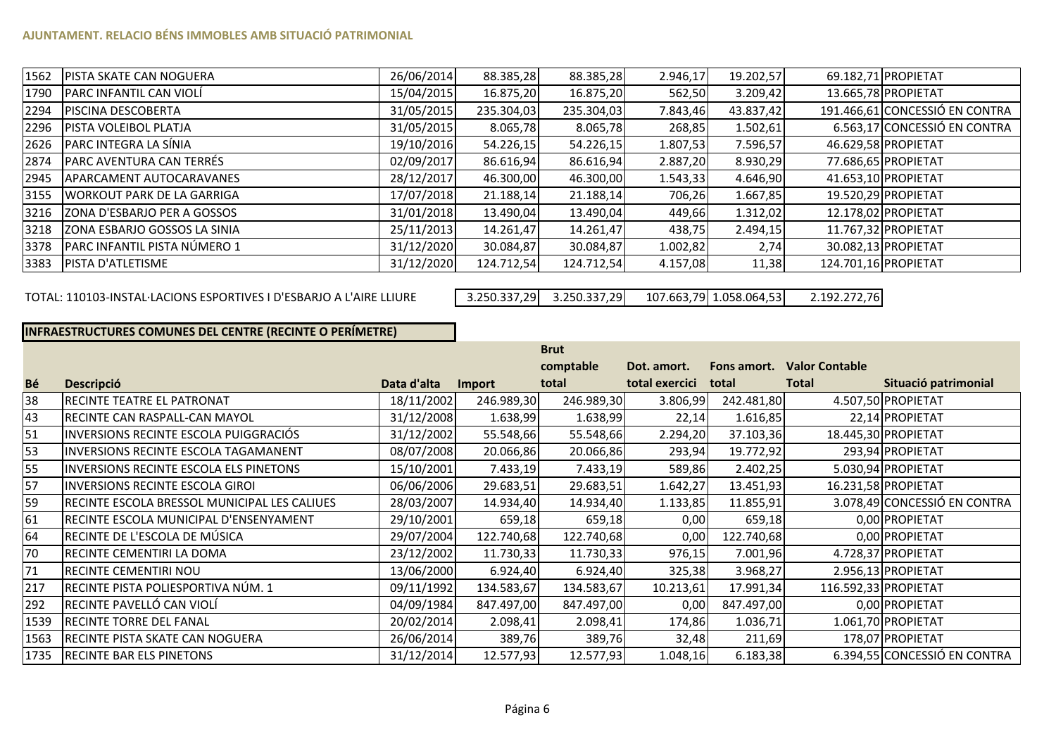| | | | | | | | | |
|---|---|---|---|---|---|---|---|---|
| 1562 | PISTA SKATE CAN NOGUERA | 26/06/2014 | 88.385,28 | 88.385,28 | 2.946,17 | 19.202,57 | 69.182,71 | PROPIETAT |
| 1790 | PARC INFANTIL CAN VIOLÍ | 15/04/2015 | 16.875,20 | 16.875,20 | 562,50 | 3.209,42 | 13.665,78 | PROPIETAT |
| 2294 | PISCINA DESCOBERTA | 31/05/2015 | 235.304,03 | 235.304,03 | 7.843,46 | 43.837,42 | 191.466,61 | CONCESSIÓ EN CONTRA |
| 2296 | PISTA VOLEIBOL PLATJA | 31/05/2015 | 8.065,78 | 8.065,78 | 268,85 | 1.502,61 | 6.563,17 | CONCESSIÓ EN CONTRA |
| 2626 | PARC INTEGRA LA SÍNIA | 19/10/2016 | 54.226,15 | 54.226,15 | 1.807,53 | 7.596,57 | 46.629,58 | PROPIETAT |
| 2874 | PARC AVENTURA CAN TERRÉS | 02/09/2017 | 86.616,94 | 86.616,94 | 2.887,20 | 8.930,29 | 77.686,65 | PROPIETAT |
| 2945 | APARCAMENT AUTOCARAVANES | 28/12/2017 | 46.300,00 | 46.300,00 | 1.543,33 | 4.646,90 | 41.653,10 | PROPIETAT |
| 3155 | WORKOUT PARK DE LA GARRIGA | 17/07/2018 | 21.188,14 | 21.188,14 | 706,26 | 1.667,85 | 19.520,29 | PROPIETAT |
| 3216 | ZONA D'ESBARJO PER A GOSSOS | 31/01/2018 | 13.490,04 | 13.490,04 | 449,66 | 1.312,02 | 12.178,02 | PROPIETAT |
| 3218 | ZONA ESBARJO GOSSOS LA SINIA | 25/11/2013 | 14.261,47 | 14.261,47 | 438,75 | 2.494,15 | 11.767,32 | PROPIETAT |
| 3378 | PARC INFANTIL PISTA NÚMERO 1 | 31/12/2020 | 30.084,87 | 30.084,87 | 1.002,82 | 2,74 | 30.082,13 | PROPIETAT |
| 3383 | PISTA D'ATLETISME | 31/12/2020 | 124.712,54 | 124.712,54 | 4.157,08 | 11,38 | 124.701,16 | PROPIETAT |

TOTAL: 110103-INSTAL·LACIONS ESPORTIVES I D'ESBARJO A L'AIRE LLIURE | 3.250.337,29 | 3.250.337,29 | 107.663,79 | 1.058.064,53 | 2.192.272,76

**INFRAESTRUCTURES COMUNES DEL CENTRE (RECINTE O PERÍMETRE)**

| Bé | Descripció | Data d'alta | Import | Brut comptable total | Dot. amort. total exercici | Fons amort. total | Valor Contable Total | Situació patrimonial |
|---|---|---|---|---|---|---|---|---|
| 38 | RECINTE TEATRE EL PATRONAT | 18/11/2002 | 246.989,30 | 246.989,30 | 3.806,99 | 242.481,80 | 4.507,50 | PROPIETAT |
| 43 | RECINTE CAN RASPALL-CAN MAYOL | 31/12/2008 | 1.638,99 | 1.638,99 | 22,14 | 1.616,85 | 22,14 | PROPIETAT |
| 51 | INVERSIONS RECINTE ESCOLA PUIGGRACIÓS | 31/12/2002 | 55.548,66 | 55.548,66 | 2.294,20 | 37.103,36 | 18.445,30 | PROPIETAT |
| 53 | INVERSIONS RECINTE ESCOLA TAGAMANENT | 08/07/2008 | 20.066,86 | 20.066,86 | 293,94 | 19.772,92 | 293,94 | PROPIETAT |
| 55 | INVERSIONS RECINTE ESCOLA ELS PINETONS | 15/10/2001 | 7.433,19 | 7.433,19 | 589,86 | 2.402,25 | 5.030,94 | PROPIETAT |
| 57 | INVERSIONS RECINTE ESCOLA GIROI | 06/06/2006 | 29.683,51 | 29.683,51 | 1.642,27 | 13.451,93 | 16.231,58 | PROPIETAT |
| 59 | RECINTE ESCOLA BRESSOL MUNICIPAL LES CALIUES | 28/03/2007 | 14.934,40 | 14.934,40 | 1.133,85 | 11.855,91 | 3.078,49 | CONCESSIÓ EN CONTRA |
| 61 | RECINTE ESCOLA MUNICIPAL D'ENSENYAMENT | 29/10/2001 | 659,18 | 659,18 | 0,00 | 659,18 | 0,00 | PROPIETAT |
| 64 | RECINTE DE L'ESCOLA DE MÚSICA | 29/07/2004 | 122.740,68 | 122.740,68 | 0,00 | 122.740,68 | 0,00 | PROPIETAT |
| 70 | RECINTE CEMENTIRI LA DOMA | 23/12/2002 | 11.730,33 | 11.730,33 | 976,15 | 7.001,96 | 4.728,37 | PROPIETAT |
| 71 | RECINTE CEMENTIRI NOU | 13/06/2000 | 6.924,40 | 6.924,40 | 325,38 | 3.968,27 | 2.956,13 | PROPIETAT |
| 217 | RECINTE PISTA POLIESPORTIVA NÚM. 1 | 09/11/1992 | 134.583,67 | 134.583,67 | 10.213,61 | 17.991,34 | 116.592,33 | PROPIETAT |
| 292 | RECINTE PAVELLÓ CAN VIOLÍ | 04/09/1984 | 847.497,00 | 847.497,00 | 0,00 | 847.497,00 | 0,00 | PROPIETAT |
| 1539 | RECINTE TORRE DEL FANAL | 20/02/2014 | 2.098,41 | 2.098,41 | 174,86 | 1.036,71 | 1.061,70 | PROPIETAT |
| 1563 | RECINTE PISTA SKATE CAN NOGUERA | 26/06/2014 | 389,76 | 389,76 | 32,48 | 211,69 | 178,07 | PROPIETAT |
| 1735 | RECINTE BAR ELS PINETONS | 31/12/2014 | 12.577,93 | 12.577,93 | 1.048,16 | 6.183,38 | 6.394,55 | CONCESSIÓ EN CONTRA |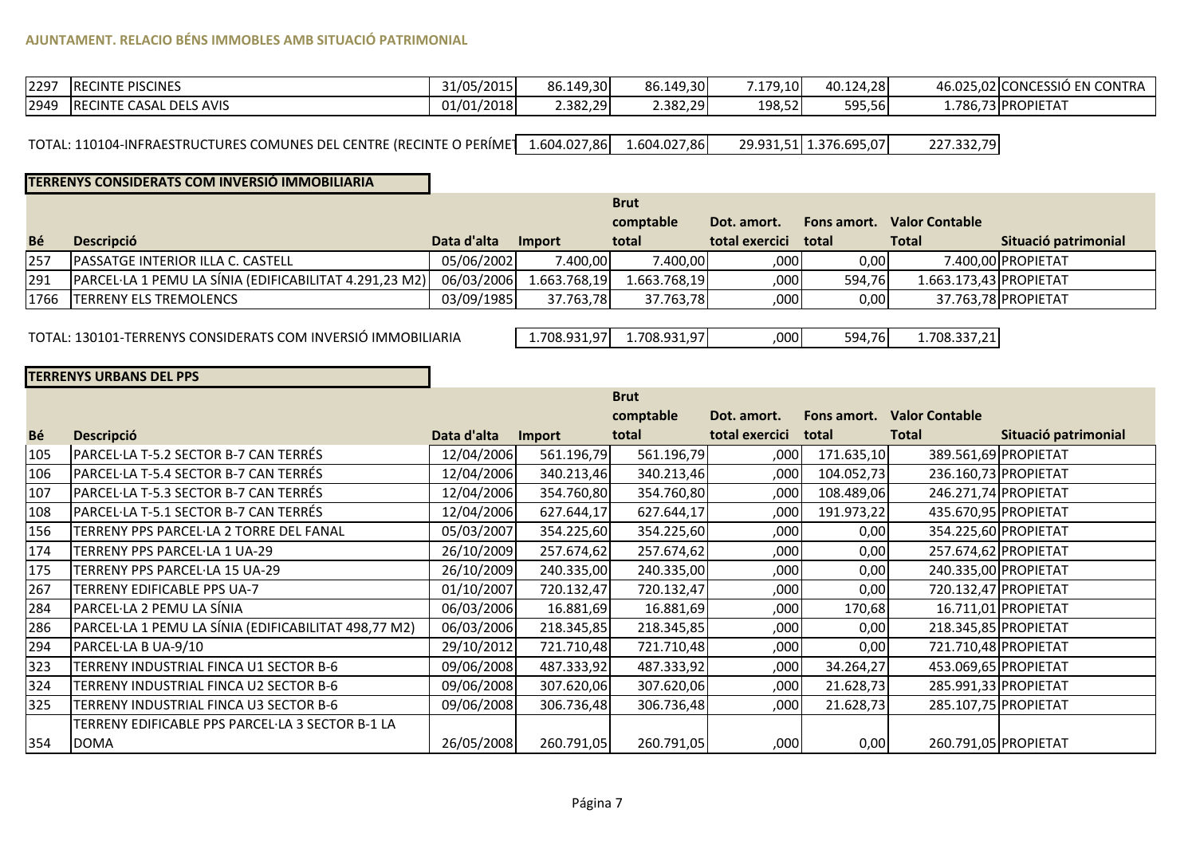**AJUNTAMENT. RELACIO BÉNS IMMOBLES AMB SITUACIÓ PATRIMONIAL**

| | | | | | | | | |
|---|---|---|---|---|---|---|---|---|
| 2297 | RECINTE PISCINES | 31/05/2015 | 86.149,30 | 86.149,30 | 7.179,10 | 40.124,28 | 46.025,02 | CONCESSIÓ EN CONTRA |
| 2949 | RECINTE CASAL DELS AVIS | 01/01/2018 | 2.382,29 | 2.382,29 | 198,52 | 595,56 | 1.786,73 | PROPIETAT |

| | | | | | |
|---|---|---|---|---|---|
| TOTAL: 110104-INFRAESTRUCTURES COMUNES DEL CENTRE (RECINTE O PERÍME | 1.604.027,86 | 1.604.027,86 | 29.931,51 | 1.376.695,07 | 227.332,79 |

**TERRENYS CONSIDERATS COM INVERSIÓ IMMOBILIARIA**

| Bé | Descripció | Data d'alta | Import | Brut comptable total | Dot. amort. total exercici | Fons amort. total | Valor Contable Total | Situació patrimonial |
|---|---|---|---|---|---|---|---|---|
| 257 | PASSATGE INTERIOR ILLA C. CASTELL | 05/06/2002 | 7.400,00 | 7.400,00 | ,000 | 0,00 | 7.400,00 | PROPIETAT |
| 291 | PARCEL·LA 1 PEMU LA SÍNIA (EDIFICABILITAT 4.291,23 M2) | 06/03/2006 | 1.663.768,19 | 1.663.768,19 | ,000 | 594,76 | 1.663.173,43 | PROPIETAT |
| 1766 | TERRENY ELS TREMOLENCS | 03/09/1985 | 37.763,78 | 37.763,78 | ,000 | 0,00 | 37.763,78 | PROPIETAT |

| | | | | | |
|---|---|---|---|---|---|
| TOTAL: 130101-TERRENYS CONSIDERATS COM INVERSIÓ IMMOBILIARIA | 1.708.931,97 | 1.708.931,97 | ,000 | 594,76 | 1.708.337,21 |

**TERRENYS URBANS DEL PPS**

| Bé | Descripció | Data d'alta | Import | Brut comptable total | Dot. amort. total exercici | Fons amort. total | Valor Contable Total | Situació patrimonial |
|---|---|---|---|---|---|---|---|---|
| 105 | PARCEL·LA T-5.2 SECTOR B-7 CAN TERRÉS | 12/04/2006 | 561.196,79 | 561.196,79 | ,000 | 171.635,10 | 389.561,69 | PROPIETAT |
| 106 | PARCEL·LA T-5.4 SECTOR B-7 CAN TERRÉS | 12/04/2006 | 340.213,46 | 340.213,46 | ,000 | 104.052,73 | 236.160,73 | PROPIETAT |
| 107 | PARCEL·LA T-5.3 SECTOR B-7 CAN TERRÉS | 12/04/2006 | 354.760,80 | 354.760,80 | ,000 | 108.489,06 | 246.271,74 | PROPIETAT |
| 108 | PARCEL·LA T-5.1 SECTOR B-7 CAN TERRÉS | 12/04/2006 | 627.644,17 | 627.644,17 | ,000 | 191.973,22 | 435.670,95 | PROPIETAT |
| 156 | TERRENY PPS PARCEL·LA 2 TORRE DEL FANAL | 05/03/2007 | 354.225,60 | 354.225,60 | ,000 | 0,00 | 354.225,60 | PROPIETAT |
| 174 | TERRENY PPS PARCEL·LA 1 UA-29 | 26/10/2009 | 257.674,62 | 257.674,62 | ,000 | 0,00 | 257.674,62 | PROPIETAT |
| 175 | TERRENY PPS PARCEL·LA 15 UA-29 | 26/10/2009 | 240.335,00 | 240.335,00 | ,000 | 0,00 | 240.335,00 | PROPIETAT |
| 267 | TERRENY EDIFICABLE PPS UA-7 | 01/10/2007 | 720.132,47 | 720.132,47 | ,000 | 0,00 | 720.132,47 | PROPIETAT |
| 284 | PARCEL·LA 2 PEMU LA SÍNIA | 06/03/2006 | 16.881,69 | 16.881,69 | ,000 | 170,68 | 16.711,01 | PROPIETAT |
| 286 | PARCEL·LA 1 PEMU LA SÍNIA (EDIFICABILITAT 498,77 M2) | 06/03/2006 | 218.345,85 | 218.345,85 | ,000 | 0,00 | 218.345,85 | PROPIETAT |
| 294 | PARCEL·LA B UA-9/10 | 29/10/2012 | 721.710,48 | 721.710,48 | ,000 | 0,00 | 721.710,48 | PROPIETAT |
| 323 | TERRENY INDUSTRIAL FINCA U1 SECTOR B-6 | 09/06/2008 | 487.333,92 | 487.333,92 | ,000 | 34.264,27 | 453.069,65 | PROPIETAT |
| 324 | TERRENY INDUSTRIAL FINCA U2 SECTOR B-6 | 09/06/2008 | 307.620,06 | 307.620,06 | ,000 | 21.628,73 | 285.991,33 | PROPIETAT |
| 325 | TERRENY INDUSTRIAL FINCA U3 SECTOR B-6 | 09/06/2008 | 306.736,48 | 306.736,48 | ,000 | 21.628,73 | 285.107,75 | PROPIETAT |
| 354 | TERRENY EDIFICABLE PPS PARCEL·LA 3 SECTOR B-1 LA DOMA | 26/05/2008 | 260.791,05 | 260.791,05 | ,000 | 0,00 | 260.791,05 | PROPIETAT |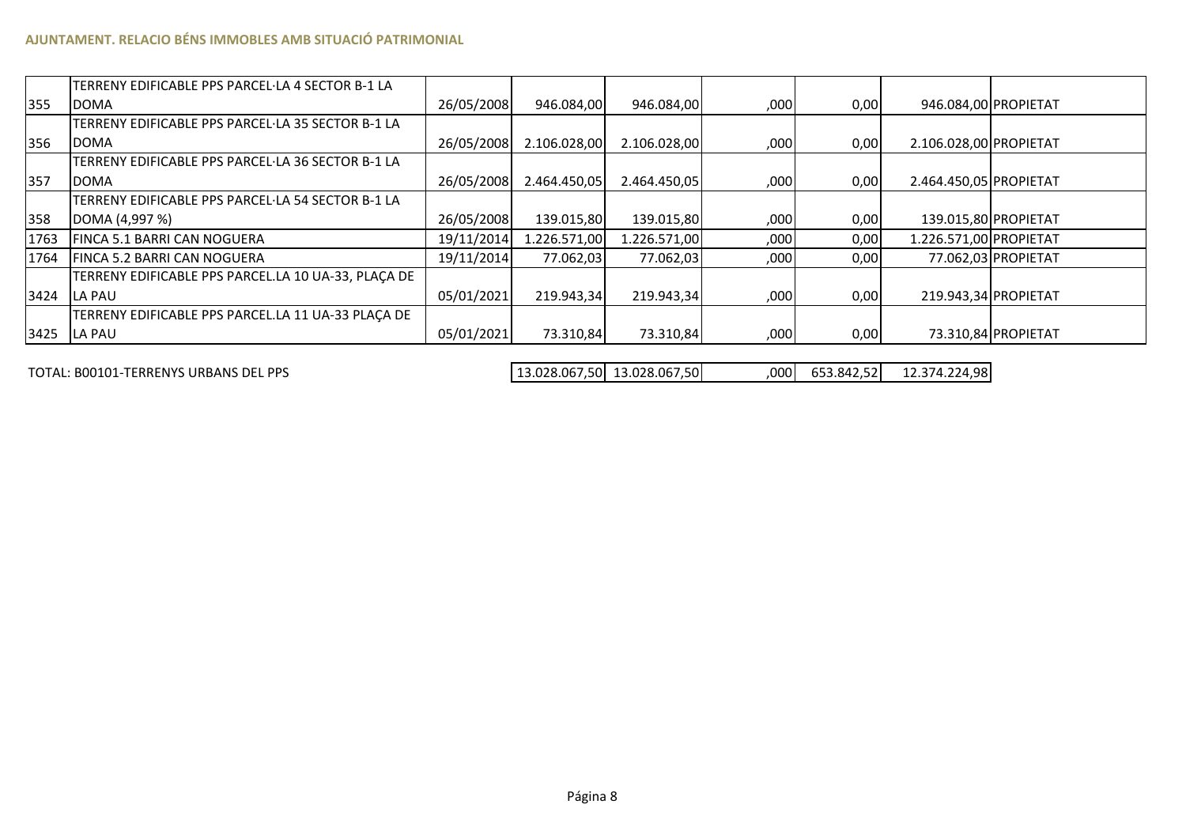**AJUNTAMENT. RELACIO BÉNS IMMOBLES AMB SITUACIÓ PATRIMONIAL**

| | | | | | | | | |
|---|---|---|---|---|---|---|---|---|
| 355 | TERRENY EDIFICABLE PPS PARCEL·LA 4 SECTOR B-1 LA DOMA | 26/05/2008 | 946.084,00 | 946.084,00 | ,000 | 0,00 | 946.084,00 | PROPIETAT |
| 356 | TERRENY EDIFICABLE PPS PARCEL·LA 35 SECTOR B-1 LA DOMA | 26/05/2008 | 2.106.028,00 | 2.106.028,00 | ,000 | 0,00 | 2.106.028,00 | PROPIETAT |
| 357 | TERRENY EDIFICABLE PPS PARCEL·LA 36 SECTOR B-1 LA DOMA | 26/05/2008 | 2.464.450,05 | 2.464.450,05 | ,000 | 0,00 | 2.464.450,05 | PROPIETAT |
| 358 | TERRENY EDIFICABLE PPS PARCEL·LA 54 SECTOR B-1 LA DOMA (4,997 %) | 26/05/2008 | 139.015,80 | 139.015,80 | ,000 | 0,00 | 139.015,80 | PROPIETAT |
| 1763 | FINCA 5.1 BARRI CAN NOGUERA | 19/11/2014 | 1.226.571,00 | 1.226.571,00 | ,000 | 0,00 | 1.226.571,00 | PROPIETAT |
| 1764 | FINCA 5.2 BARRI CAN NOGUERA | 19/11/2014 | 77.062,03 | 77.062,03 | ,000 | 0,00 | 77.062,03 | PROPIETAT |
| 3424 | TERRENY EDIFICABLE PPS PARCEL.LA 10 UA-33, PLAÇA DE LA PAU | 05/01/2021 | 219.943,34 | 219.943,34 | ,000 | 0,00 | 219.943,34 | PROPIETAT |
| 3425 | TERRENY EDIFICABLE PPS PARCEL.LA 11 UA-33 PLAÇA DE LA PAU | 05/01/2021 | 73.310,84 | 73.310,84 | ,000 | 0,00 | 73.310,84 | PROPIETAT |

| | | | | | |
|---|---|---|---|---|---|
| TOTAL: B00101-TERRENYS URBANS DEL PPS | 13.028.067,50 | 13.028.067,50 | ,000 | 653.842,52 | 12.374.224,98 |